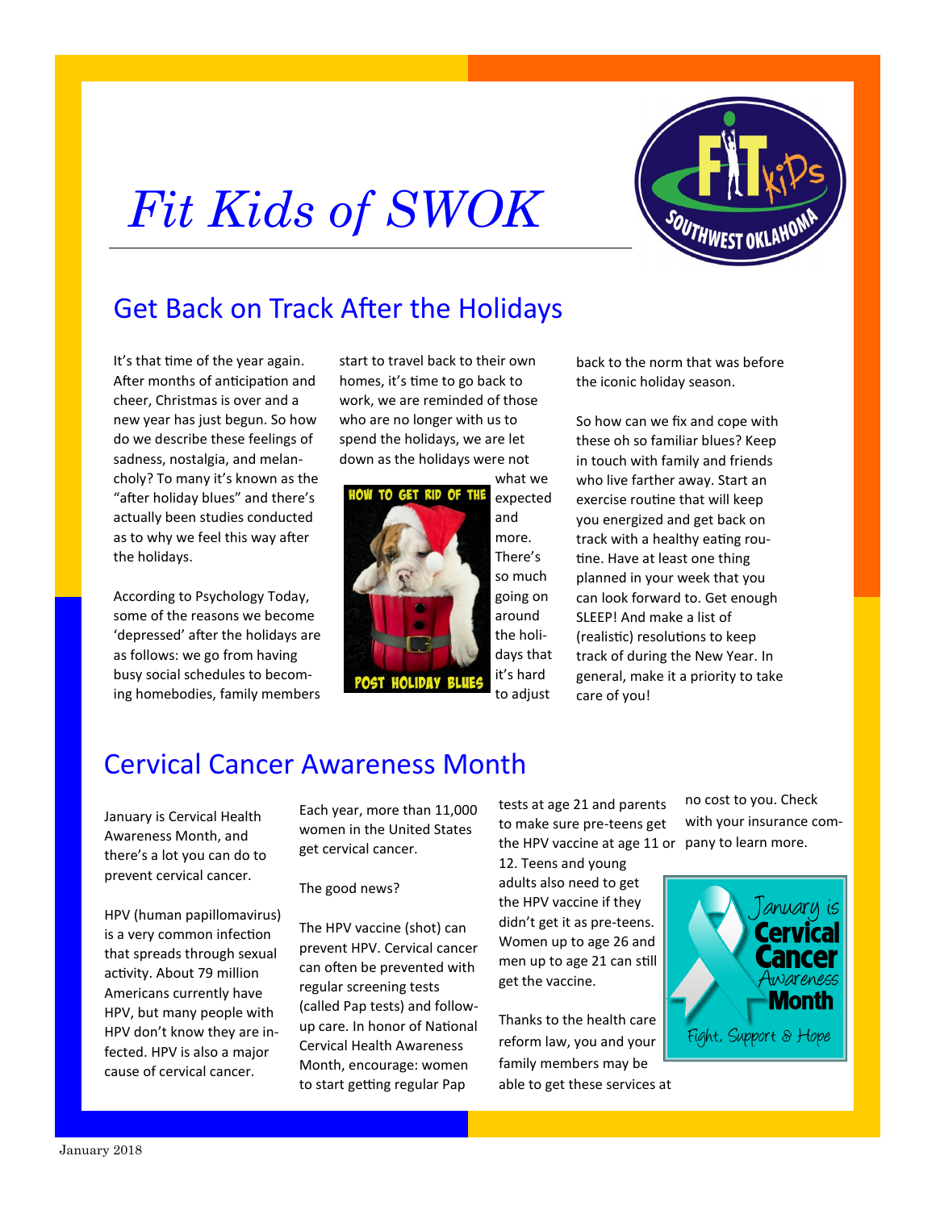# Fit Kids of SWOK

## Get Back on Track After the Holidays

It's that time of the year again. After months of anticipation and cheer, Christmas is over and a new year has just begun. So how do we describe these feelings of sadness, nostalgia, and melancholy? To many it's known as the "after holiday blues" and there's actually been studies conducted as to why we feel this way after the holidays.

According to Psychology Today, some of the reasons we become 'depressed' after the holidays are as follows: we go from having busy social schedules to becoming homebodies, family members start to travel back to their own homes, it's time to go back to work, we are reminded of those who are no longer with us to spend the holidays, we are let down as the holidays were not what we expected and more. There's so much going on around the holidays that it's hard to adjust back to the norm that was before the iconic holiday season.

So how can we fix and cope with these oh so familiar blues? Keep in touch with family and friends who live farther away. Start an exercise routine that will keep you energized and get back on track with a healthy eating routine. Have at least one thing planned in your week that you can look forward to. Get enough SLEEP! And make a list of (realistic) resolutions to keep track of during the New Year. In general, make it a priority to take care of you!

## Cervical Cancer Awareness Month

January is Cervical Health Awareness Month, and there's a lot you can do to prevent cervical cancer.

HPV (human papillomavirus) is a very common infection that spreads through sexual activity. About 79 million Americans currently have HPV, but many people with HPV don't know they are infected. HPV is also a major cause of cervical cancer.

Each year, more than 11,000 women in the United States get cervical cancer.

The good news?

The HPV vaccine (shot) can prevent HPV. Cervical cancer can often be prevented with regular screening tests (called Pap tests) and follow-up care. In honor of National Cervical Health Awareness Month, encourage: women to start getting regular Pap tests at age 21 and parents to make sure pre-teens get the HPV vaccine at age 11 or 12. Teens and young adults also need to get the HPV vaccine if they didn't get it as pre-teens. Women up to age 26 and men up to age 21 can still get the vaccine.

Thanks to the health care reform law, you and your family members may be able to get these services at no cost to you. Check with your insurance company to learn more.

January 2018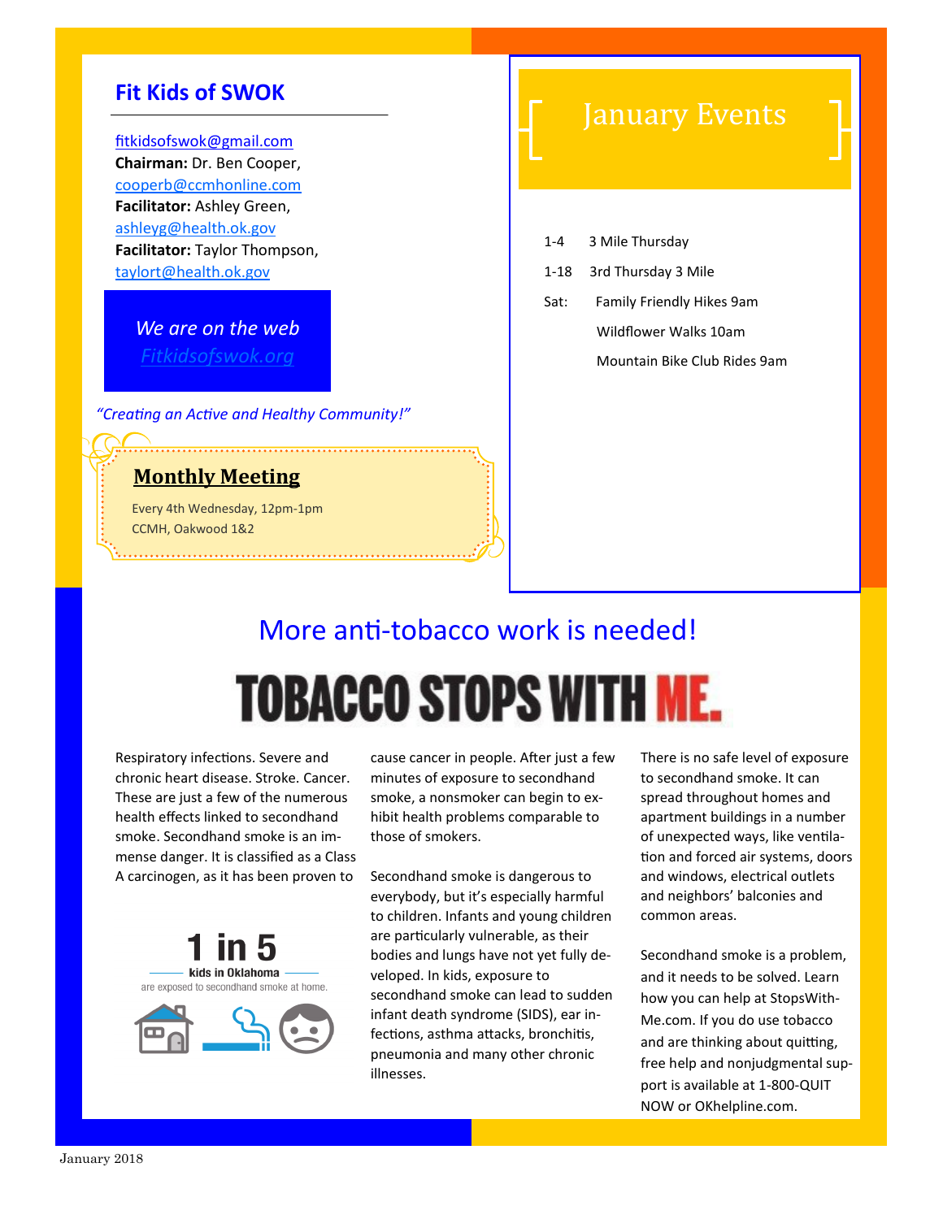## Fit Kids of SWOK

fitkidsofswok@gmail.com
**Chairman:** Dr. Ben Cooper, cooperb@ccmhonline.com
**Facilitator:** Ashley Green, ashleyg@health.ok.gov
**Facilitator:** Taylor Thompson, taylort@health.ok.gov

*We are on the web*
*Fitkidsofswok.org*

*"Creating an Active and Healthy Community!"*

### Monthly Meeting

Every 4th Wednesday, 12pm-1pm
CCMH, Oakwood 1&2

## January Events

1-4 3 Mile Thursday
1-18 3rd Thursday 3 Mile
Sat: Family Friendly Hikes 9am
Wildflower Walks 10am
Mountain Bike Club Rides 9am

## More anti-tobacco work is needed!

# TOBACCO STOPS WITH ME.

Respiratory infections. Severe and chronic heart disease. Stroke. Cancer. These are just a few of the numerous health effects linked to secondhand smoke. Secondhand smoke is an immense danger. It is classified as a Class A carcinogen, as it has been proven to cause cancer in people. After just a few minutes of exposure to secondhand smoke, a nonsmoker can begin to exhibit health problems comparable to those of smokers.

1 in 5
kids in Oklahoma
are exposed to secondhand smoke at home.

Secondhand smoke is dangerous to everybody, but it's especially harmful to children. Infants and young children are particularly vulnerable, as their bodies and lungs have not yet fully developed. In kids, exposure to secondhand smoke can lead to sudden infant death syndrome (SIDS), ear infections, asthma attacks, bronchitis, pneumonia and many other chronic illnesses.

There is no safe level of exposure to secondhand smoke. It can spread throughout homes and apartment buildings in a number of unexpected ways, like ventilation and forced air systems, doors and windows, electrical outlets and neighbors' balconies and common areas.

Secondhand smoke is a problem, and it needs to be solved. Learn how you can help at StopsWithMe.com. If you do use tobacco and are thinking about quitting, free help and nonjudgmental support is available at 1-800-QUIT NOW or OKhelpline.com.

January 2018